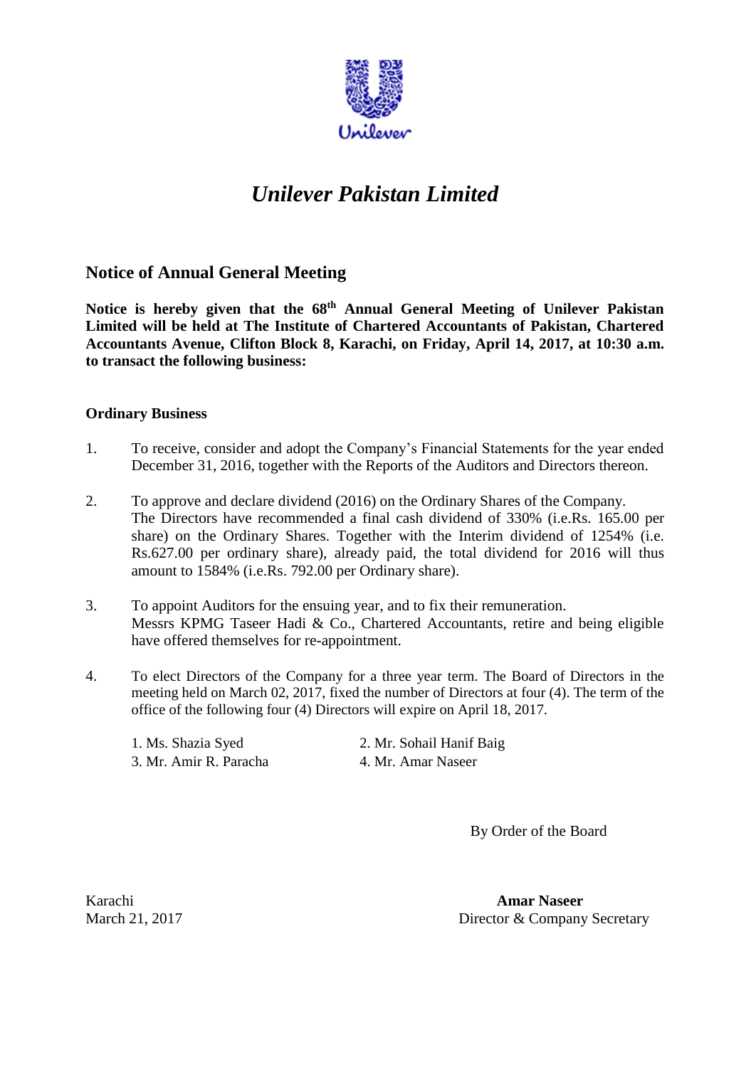# *Unilever Pakistan Limited*

## Notice of Annual General Meeting

**Notice is hereby given that the 68th Annual General Meeting of Unilever Pakistan Limited will be held at The Institute of Chartered Accountants of Pakistan, Chartered Accountants Avenue, Clifton Block 8, Karachi, on Friday, April 14, 2017, at 10:30 a.m. to transact the following business:**

### Ordinary Business

1. To receive, consider and adopt the Company's Financial Statements for the year ended December 31, 2016, together with the Reports of the Auditors and Directors thereon.

2. To approve and declare dividend (2016) on the Ordinary Shares of the Company. The Directors have recommended a final cash dividend of 330% (i.e.Rs. 165.00 per share) on the Ordinary Shares. Together with the Interim dividend of 1254% (i.e. Rs.627.00 per ordinary share), already paid, the total dividend for 2016 will thus amount to 1584% (i.e.Rs. 792.00 per Ordinary share).

3. To appoint Auditors for the ensuing year, and to fix their remuneration. Messrs KPMG Taseer Hadi & Co., Chartered Accountants, retire and being eligible have offered themselves for re-appointment.

4. To elect Directors of the Company for a three year term. The Board of Directors in the meeting held on March 02, 2017, fixed the number of Directors at four (4). The term of the office of the following four (4) Directors will expire on April 18, 2017.

   1. Ms. Shazia Syed
   2. Mr. Sohail Hanif Baig
   3. Mr. Amir R. Paracha
   4. Mr. Amar Naseer

By Order of the Board

Karachi
March 21, 2017

**Amar Naseer**
Director & Company Secretary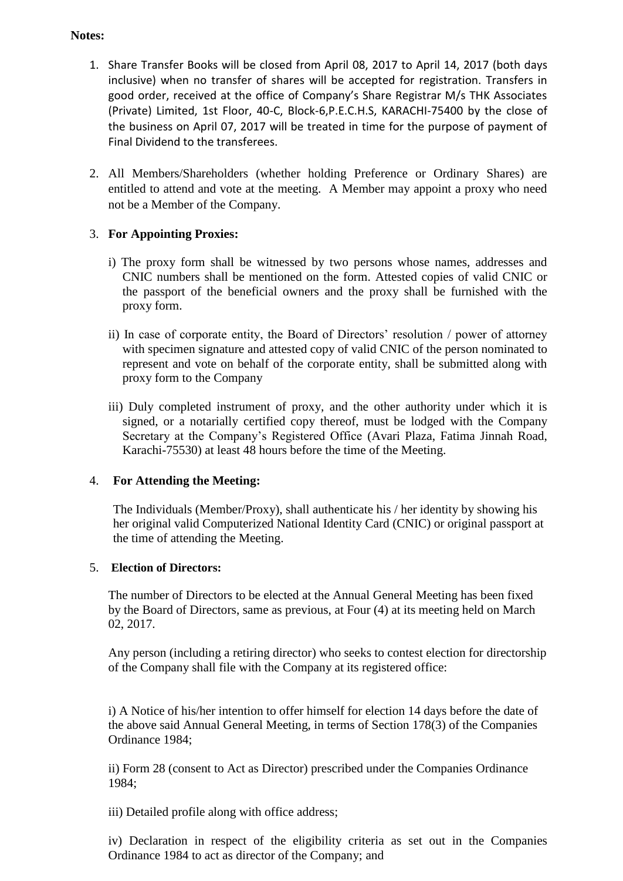**Notes:**

1. Share Transfer Books will be closed from April 08, 2017 to April 14, 2017 (both days inclusive) when no transfer of shares will be accepted for registration. Transfers in good order, received at the office of Company's Share Registrar M/s THK Associates (Private) Limited, 1st Floor, 40-C, Block-6,P.E.C.H.S, KARACHI-75400 by the close of the business on April 07, 2017 will be treated in time for the purpose of payment of Final Dividend to the transferees.

2. All Members/Shareholders (whether holding Preference or Ordinary Shares) are entitled to attend and vote at the meeting. A Member may appoint a proxy who need not be a Member of the Company.

3. **For Appointing Proxies:**

   i) The proxy form shall be witnessed by two persons whose names, addresses and CNIC numbers shall be mentioned on the form. Attested copies of valid CNIC or the passport of the beneficial owners and the proxy shall be furnished with the proxy form.

   ii) In case of corporate entity, the Board of Directors' resolution / power of attorney with specimen signature and attested copy of valid CNIC of the person nominated to represent and vote on behalf of the corporate entity, shall be submitted along with proxy form to the Company

   iii) Duly completed instrument of proxy, and the other authority under which it is signed, or a notarially certified copy thereof, must be lodged with the Company Secretary at the Company's Registered Office (Avari Plaza, Fatima Jinnah Road, Karachi-75530) at least 48 hours before the time of the Meeting.

4. **For Attending the Meeting:**

   The Individuals (Member/Proxy), shall authenticate his / her identity by showing his her original valid Computerized National Identity Card (CNIC) or original passport at the time of attending the Meeting.

5. **Election of Directors:**

   The number of Directors to be elected at the Annual General Meeting has been fixed by the Board of Directors, same as previous, at Four (4) at its meeting held on March 02, 2017.

   Any person (including a retiring director) who seeks to contest election for directorship of the Company shall file with the Company at its registered office:

   i) A Notice of his/her intention to offer himself for election 14 days before the date of the above said Annual General Meeting, in terms of Section 178(3) of the Companies Ordinance 1984;

   ii) Form 28 (consent to Act as Director) prescribed under the Companies Ordinance 1984;

   iii) Detailed profile along with office address;

   iv) Declaration in respect of the eligibility criteria as set out in the Companies Ordinance 1984 to act as director of the Company; and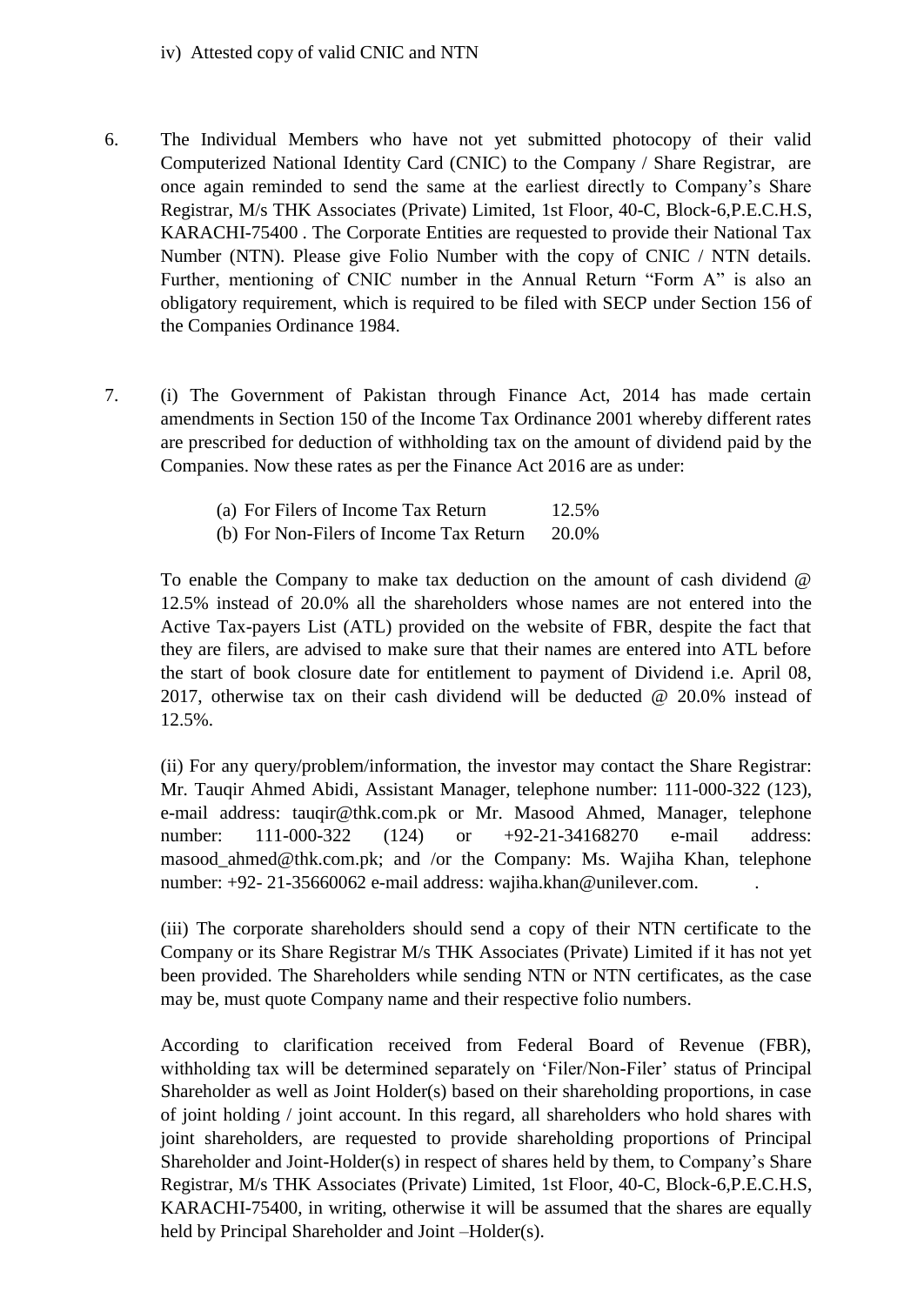iv) Attested copy of valid CNIC and NTN

6. The Individual Members who have not yet submitted photocopy of their valid Computerized National Identity Card (CNIC) to the Company / Share Registrar, are once again reminded to send the same at the earliest directly to Company's Share Registrar, M/s THK Associates (Private) Limited, 1st Floor, 40-C, Block-6,P.E.C.H.S, KARACHI-75400 . The Corporate Entities are requested to provide their National Tax Number (NTN). Please give Folio Number with the copy of CNIC / NTN details. Further, mentioning of CNIC number in the Annual Return "Form A" is also an obligatory requirement, which is required to be filed with SECP under Section 156 of the Companies Ordinance 1984.

7. (i) The Government of Pakistan through Finance Act, 2014 has made certain amendments in Section 150 of the Income Tax Ordinance 2001 whereby different rates are prescribed for deduction of withholding tax on the amount of dividend paid by the Companies. Now these rates as per the Finance Act 2016 are as under:

   (a) For Filers of Income Tax Return 12.5%
   (b) For Non-Filers of Income Tax Return 20.0%

   To enable the Company to make tax deduction on the amount of cash dividend @ 12.5% instead of 20.0% all the shareholders whose names are not entered into the Active Tax-payers List (ATL) provided on the website of FBR, despite the fact that they are filers, are advised to make sure that their names are entered into ATL before the start of book closure date for entitlement to payment of Dividend i.e. April 08, 2017, otherwise tax on their cash dividend will be deducted @ 20.0% instead of 12.5%.

   (ii) For any query/problem/information, the investor may contact the Share Registrar: Mr. Tauqir Ahmed Abidi, Assistant Manager, telephone number: 111-000-322 (123), e-mail address: tauqir@thk.com.pk or Mr. Masood Ahmed, Manager, telephone number: 111-000-322 (124) or +92-21-34168270 e-mail address: masood_ahmed@thk.com.pk; and /or the Company: Ms. Wajiha Khan, telephone number: +92- 21-35660062 e-mail address: wajiha.khan@unilever.com.

   (iii) The corporate shareholders should send a copy of their NTN certificate to the Company or its Share Registrar M/s THK Associates (Private) Limited if it has not yet been provided. The Shareholders while sending NTN or NTN certificates, as the case may be, must quote Company name and their respective folio numbers.

   According to clarification received from Federal Board of Revenue (FBR), withholding tax will be determined separately on 'Filer/Non-Filer' status of Principal Shareholder as well as Joint Holder(s) based on their shareholding proportions, in case of joint holding / joint account. In this regard, all shareholders who hold shares with joint shareholders, are requested to provide shareholding proportions of Principal Shareholder and Joint-Holder(s) in respect of shares held by them, to Company's Share Registrar, M/s THK Associates (Private) Limited, 1st Floor, 40-C, Block-6,P.E.C.H.S, KARACHI-75400, in writing, otherwise it will be assumed that the shares are equally held by Principal Shareholder and Joint –Holder(s).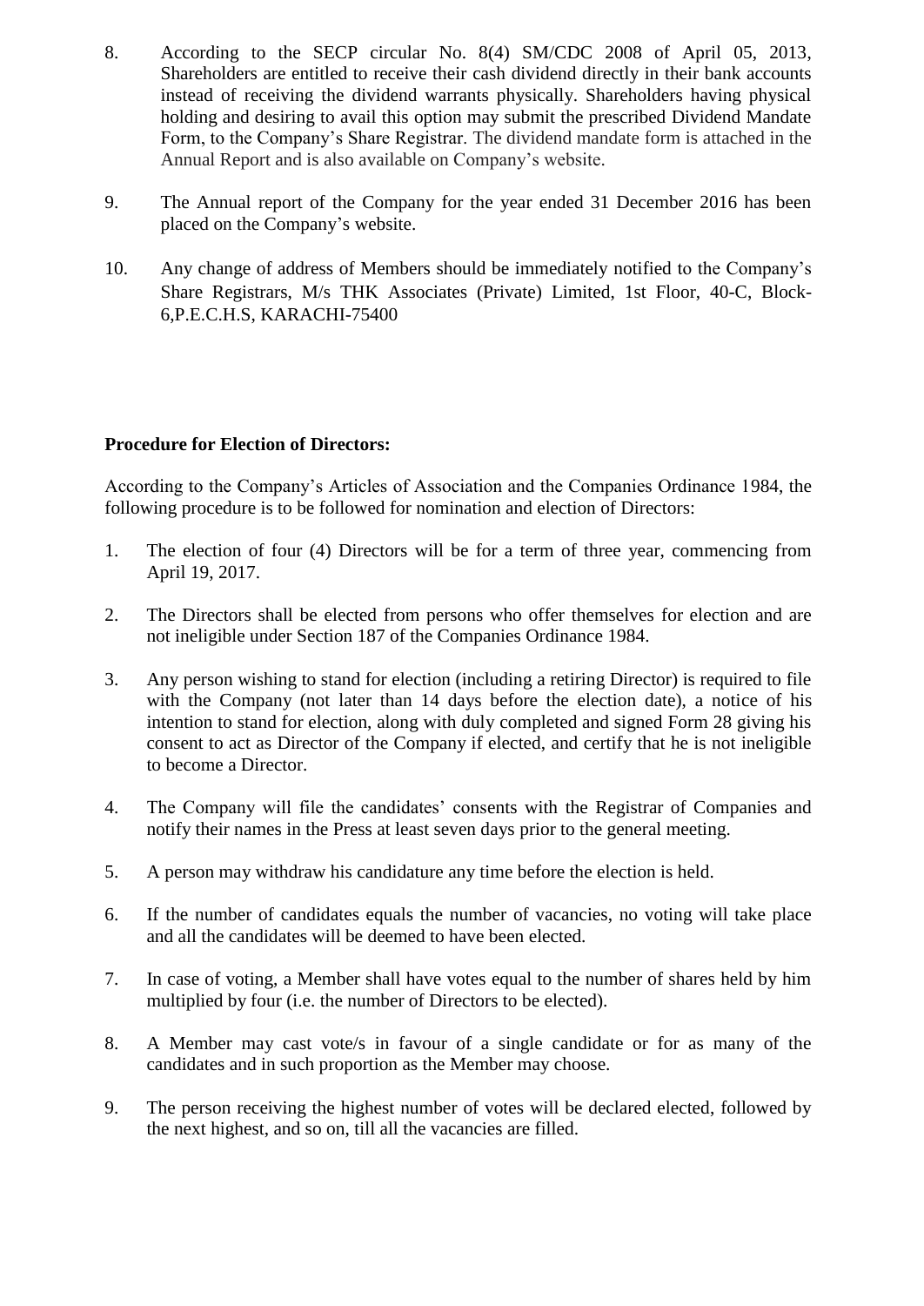8. According to the SECP circular No. 8(4) SM/CDC 2008 of April 05, 2013, Shareholders are entitled to receive their cash dividend directly in their bank accounts instead of receiving the dividend warrants physically. Shareholders having physical holding and desiring to avail this option may submit the prescribed Dividend Mandate Form, to the Company's Share Registrar. The dividend mandate form is attached in the Annual Report and is also available on Company's website.

9. The Annual report of the Company for the year ended 31 December 2016 has been placed on the Company's website.

10. Any change of address of Members should be immediately notified to the Company's Share Registrars, M/s THK Associates (Private) Limited, 1st Floor, 40-C, Block-6,P.E.C.H.S, KARACHI-75400

**Procedure for Election of Directors:**

According to the Company's Articles of Association and the Companies Ordinance 1984, the following procedure is to be followed for nomination and election of Directors:

1. The election of four (4) Directors will be for a term of three year, commencing from April 19, 2017.

2. The Directors shall be elected from persons who offer themselves for election and are not ineligible under Section 187 of the Companies Ordinance 1984.

3. Any person wishing to stand for election (including a retiring Director) is required to file with the Company (not later than 14 days before the election date), a notice of his intention to stand for election, along with duly completed and signed Form 28 giving his consent to act as Director of the Company if elected, and certify that he is not ineligible to become a Director.

4. The Company will file the candidates' consents with the Registrar of Companies and notify their names in the Press at least seven days prior to the general meeting.

5. A person may withdraw his candidature any time before the election is held.

6. If the number of candidates equals the number of vacancies, no voting will take place and all the candidates will be deemed to have been elected.

7. In case of voting, a Member shall have votes equal to the number of shares held by him multiplied by four (i.e. the number of Directors to be elected).

8. A Member may cast vote/s in favour of a single candidate or for as many of the candidates and in such proportion as the Member may choose.

9. The person receiving the highest number of votes will be declared elected, followed by the next highest, and so on, till all the vacancies are filled.